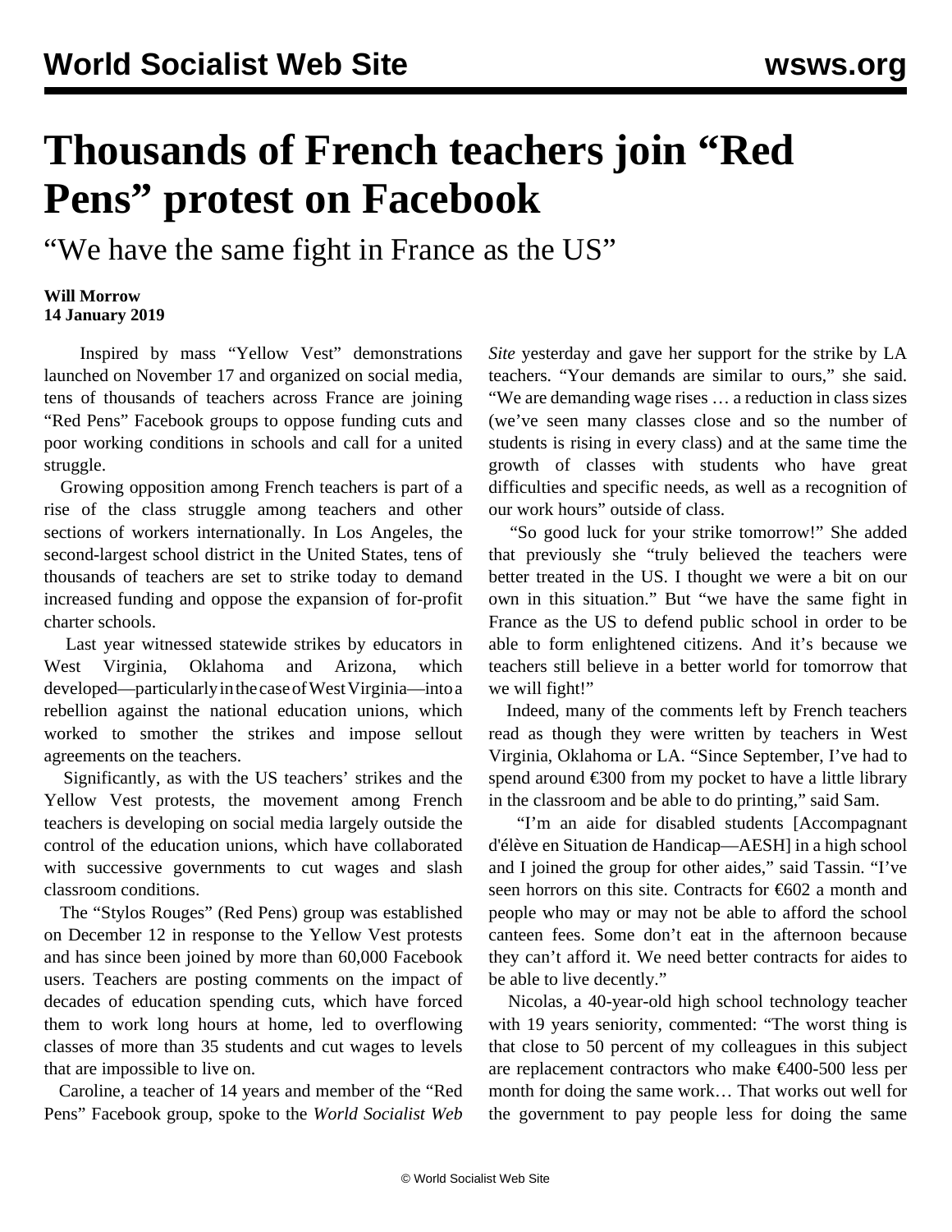# Thousands of French teachers join "Red Pens" protest on Facebook

## "We have the same fight in France as the US"

**Will Morrow**
**14 January 2019**

Inspired by mass "Yellow Vest" demonstrations launched on November 17 and organized on social media, tens of thousands of teachers across France are joining "Red Pens" Facebook groups to oppose funding cuts and poor working conditions in schools and call for a united struggle.

Growing opposition among French teachers is part of a rise of the class struggle among teachers and other sections of workers internationally. In Los Angeles, the second-largest school district in the United States, tens of thousands of teachers are set to strike today to demand increased funding and oppose the expansion of for-profit charter schools.

Last year witnessed statewide strikes by educators in West Virginia, Oklahoma and Arizona, which developed—particularly in the case of West Virginia—into a rebellion against the national education unions, which worked to smother the strikes and impose sellout agreements on the teachers.

Significantly, as with the US teachers' strikes and the Yellow Vest protests, the movement among French teachers is developing on social media largely outside the control of the education unions, which have collaborated with successive governments to cut wages and slash classroom conditions.

The "Stylos Rouges" (Red Pens) group was established on December 12 in response to the Yellow Vest protests and has since been joined by more than 60,000 Facebook users. Teachers are posting comments on the impact of decades of education spending cuts, which have forced them to work long hours at home, led to overflowing classes of more than 35 students and cut wages to levels that are impossible to live on.

Caroline, a teacher of 14 years and member of the "Red Pens" Facebook group, spoke to the *World Socialist Web Site* yesterday and gave her support for the strike by LA teachers. "Your demands are similar to ours," she said. "We are demanding wage rises … a reduction in class sizes (we've seen many classes close and so the number of students is rising in every class) and at the same time the growth of classes with students who have great difficulties and specific needs, as well as a recognition of our work hours" outside of class.

"So good luck for your strike tomorrow!" She added that previously she "truly believed the teachers were better treated in the US. I thought we were a bit on our own in this situation." But "we have the same fight in France as the US to defend public school in order to be able to form enlightened citizens. And it's because we teachers still believe in a better world for tomorrow that we will fight!"

Indeed, many of the comments left by French teachers read as though they were written by teachers in West Virginia, Oklahoma or LA. "Since September, I've had to spend around €300 from my pocket to have a little library in the classroom and be able to do printing," said Sam.

"I'm an aide for disabled students [Accompagnant d'élève en Situation de Handicap—AESH] in a high school and I joined the group for other aides," said Tassin. "I've seen horrors on this site. Contracts for €602 a month and people who may or may not be able to afford the school canteen fees. Some don't eat in the afternoon because they can't afford it. We need better contracts for aides to be able to live decently."

Nicolas, a 40-year-old high school technology teacher with 19 years seniority, commented: "The worst thing is that close to 50 percent of my colleagues in this subject are replacement contractors who make €400-500 less per month for doing the same work… That works out well for the government to pay people less for doing the same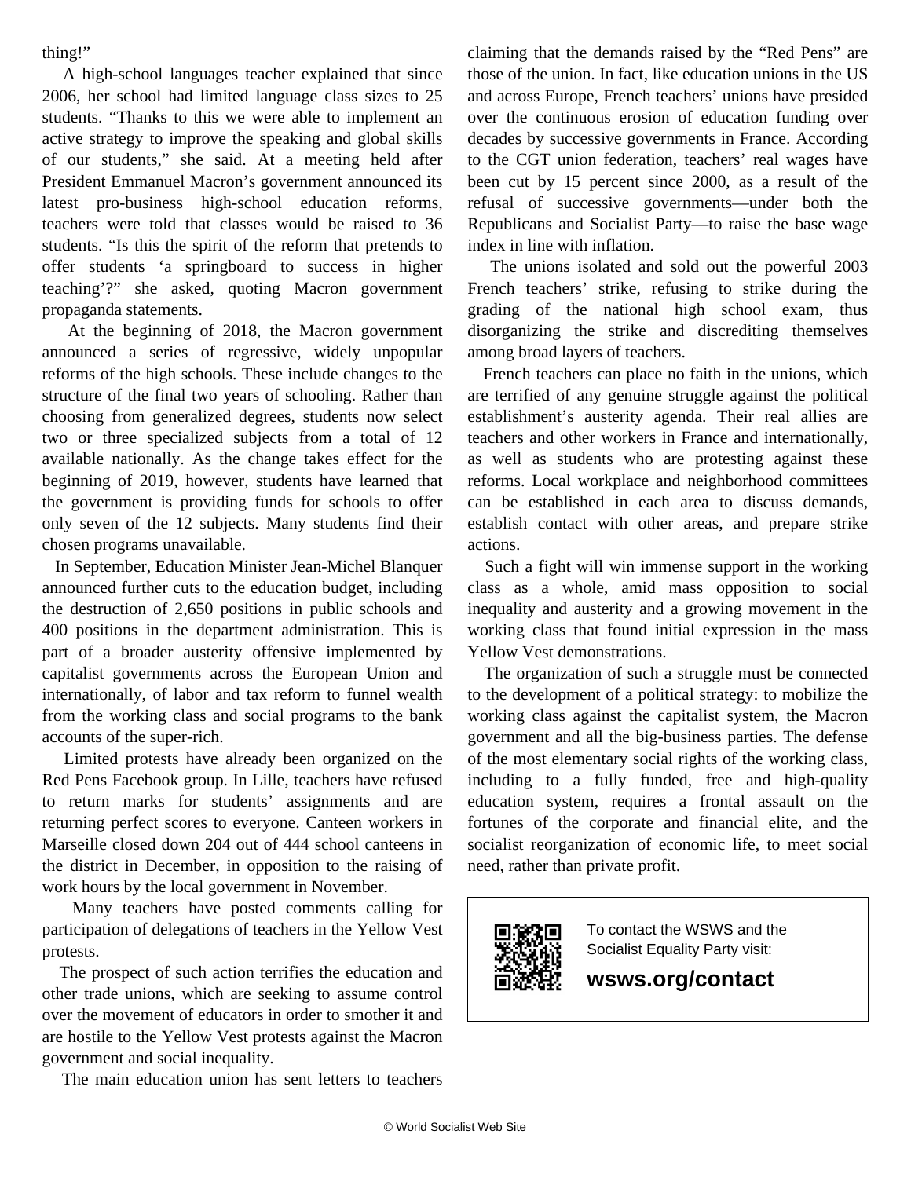thing!"

A high-school languages teacher explained that since 2006, her school had limited language class sizes to 25 students. "Thanks to this we were able to implement an active strategy to improve the speaking and global skills of our students," she said. At a meeting held after President Emmanuel Macron's government announced its latest pro-business high-school education reforms, teachers were told that classes would be raised to 36 students. "Is this the spirit of the reform that pretends to offer students 'a springboard to success in higher teaching'?" she asked, quoting Macron government propaganda statements.

At the beginning of 2018, the Macron government announced a series of regressive, widely unpopular reforms of the high schools. These include changes to the structure of the final two years of schooling. Rather than choosing from generalized degrees, students now select two or three specialized subjects from a total of 12 available nationally. As the change takes effect for the beginning of 2019, however, students have learned that the government is providing funds for schools to offer only seven of the 12 subjects. Many students find their chosen programs unavailable.

In September, Education Minister Jean-Michel Blanquer announced further cuts to the education budget, including the destruction of 2,650 positions in public schools and 400 positions in the department administration. This is part of a broader austerity offensive implemented by capitalist governments across the European Union and internationally, of labor and tax reform to funnel wealth from the working class and social programs to the bank accounts of the super-rich.

Limited protests have already been organized on the Red Pens Facebook group. In Lille, teachers have refused to return marks for students' assignments and are returning perfect scores to everyone. Canteen workers in Marseille closed down 204 out of 444 school canteens in the district in December, in opposition to the raising of work hours by the local government in November.

Many teachers have posted comments calling for participation of delegations of teachers in the Yellow Vest protests.

The prospect of such action terrifies the education and other trade unions, which are seeking to assume control over the movement of educators in order to smother it and are hostile to the Yellow Vest protests against the Macron government and social inequality.

The main education union has sent letters to teachers claiming that the demands raised by the "Red Pens" are those of the union. In fact, like education unions in the US and across Europe, French teachers' unions have presided over the continuous erosion of education funding over decades by successive governments in France. According to the CGT union federation, teachers' real wages have been cut by 15 percent since 2000, as a result of the refusal of successive governments—under both the Republicans and Socialist Party—to raise the base wage index in line with inflation.

The unions isolated and sold out the powerful 2003 French teachers' strike, refusing to strike during the grading of the national high school exam, thus disorganizing the strike and discrediting themselves among broad layers of teachers.

French teachers can place no faith in the unions, which are terrified of any genuine struggle against the political establishment's austerity agenda. Their real allies are teachers and other workers in France and internationally, as well as students who are protesting against these reforms. Local workplace and neighborhood committees can be established in each area to discuss demands, establish contact with other areas, and prepare strike actions.

Such a fight will win immense support in the working class as a whole, amid mass opposition to social inequality and austerity and a growing movement in the working class that found initial expression in the mass Yellow Vest demonstrations.

The organization of such a struggle must be connected to the development of a political strategy: to mobilize the working class against the capitalist system, the Macron government and all the big-business parties. The defense of the most elementary social rights of the working class, including to a fully funded, free and high-quality education system, requires a frontal assault on the fortunes of the corporate and financial elite, and the socialist reorganization of economic life, to meet social need, rather than private profit.

To contact the WSWS and the Socialist Equality Party visit:

**wsws.org/contact**